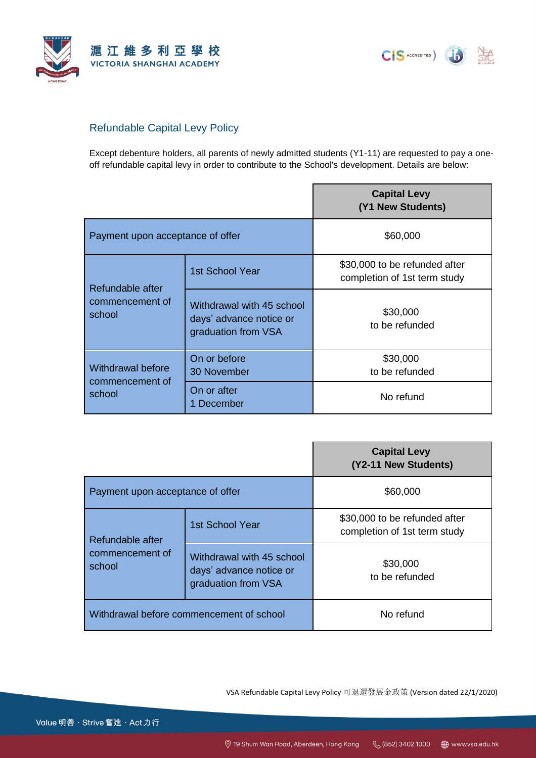## Refundable Capital Levy Policy

Except debenture holders, all parents of newly admitted students (Y1-11) are requested to pay a one-off refundable capital levy in order to contribute to the School's development. Details are below:

| | | Capital Levy (Y1 New Students) |
|---|---|---|
| Payment upon acceptance of offer | | $60,000 |
| Refundable after commencement of school | 1st School Year | $30,000 to be refunded after completion of 1st term study |
| | Withdrawal with 45 school days' advance notice or graduation from VSA | $30,000 to be refunded |
| Withdrawal before commencement of school | On or before 30 November | $30,000 to be refunded |
| | On or after 1 December | No refund |

| | | Capital Levy (Y2-11 New Students) |
|---|---|---|
| Payment upon acceptance of offer | | $60,000 |
| Refundable after commencement of school | 1st School Year | $30,000 to be refunded after completion of 1st term study |
| | Withdrawal with 45 school days' advance notice or graduation from VSA | $30,000 to be refunded |
| Withdrawal before commencement of school | | No refund |

VSA Refundable Capital Levy Policy 可退還發展金政策 (Version dated 22/1/2020)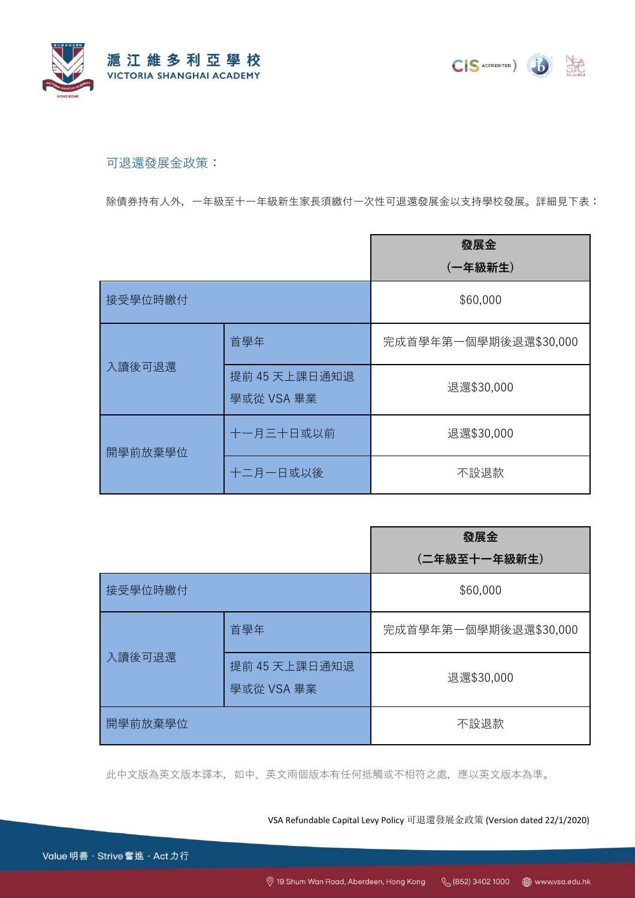可退還發展金政策：

除債券持有人外，一年級至十一年級新生家長須繳付一次性可退還發展金以支持學校發展。詳細見下表：

| | | 發展金<br>(一年級新生) |
|---|---|---|
| 接受學位時繳付 | | $60,000 |
| 入讀後可退還 | 首學年 | 完成首學年第一個學期後退還$30,000 |
| | 提前 45 天上課日通知退學或從 VSA 畢業 | 退還$30,000 |
| 開學前放棄學位 | 十一月三十日或以前 | 退還$30,000 |
| | 十二月一日或以後 | 不設退款 |

| | | 發展金<br>(二年級至十一年級新生) |
|---|---|---|
| 接受學位時繳付 | | $60,000 |
| 入讀後可退還 | 首學年 | 完成首學年第一個學期後退還$30,000 |
| | 提前 45 天上課日通知退學或從 VSA 畢業 | 退還$30,000 |
| 開學前放棄學位 | | 不設退款 |

此中文版為英文版本譯本，如中、英文兩個版本有任何抵觸或不相符之處，應以英文版本為準。